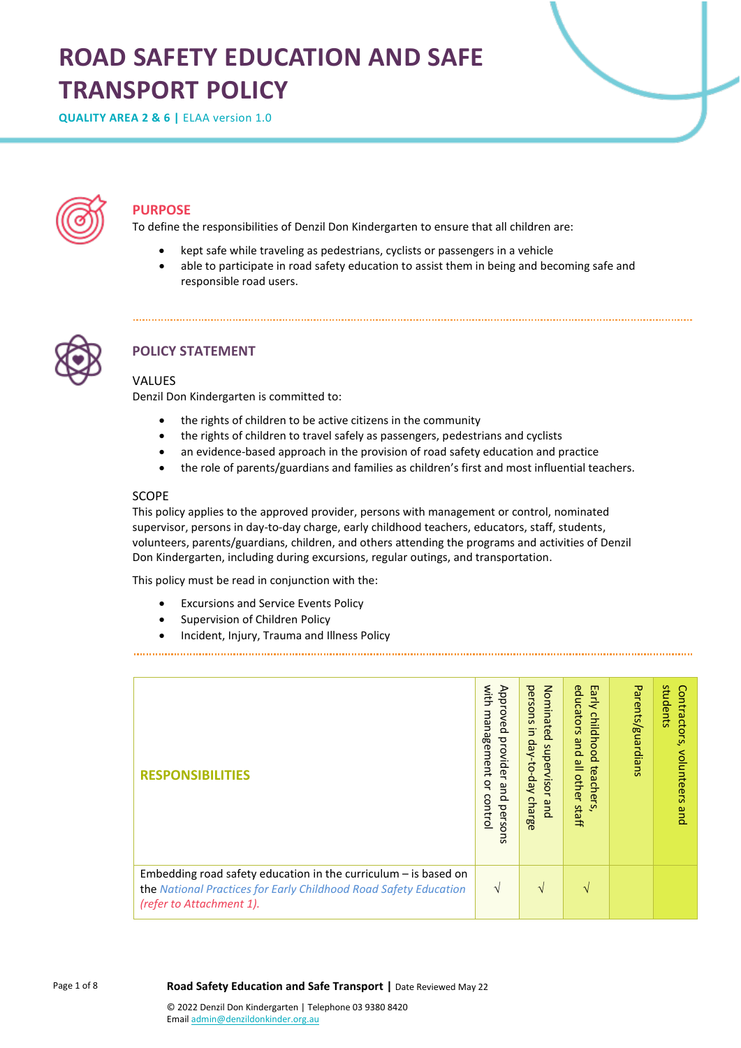# ROAD SAFETY EDUCATION AND SAFE TRANSPORT POLICY

**QUALITY AREA 2 & 6 |** ELAA version 1.0

## PURPOSE

To define the responsibilities of Denzil Don Kindergarten to ensure that all children are:

- kept safe while traveling as pedestrians, cyclists or passengers in a vehicle
- able to participate in road safety education to assist them in being and becoming safe and responsible road users.

## POLICY STATEMENT

### VALUES

Denzil Don Kindergarten is committed to:

- the rights of children to be active citizens in the community
- the rights of children to travel safely as passengers, pedestrians and cyclists
- an evidence-based approach in the provision of road safety education and practice
- the role of parents/guardians and families as children's first and most influential teachers.

### SCOPE

This policy applies to the approved provider, persons with management or control, nominated supervisor, persons in day-to-day charge, early childhood teachers, educators, staff, students, volunteers, parents/guardians, children, and others attending the programs and activities of Denzil Don Kindergarten, including during excursions, regular outings, and transportation.

This policy must be read in conjunction with the:

- Excursions and Service Events Policy
- Supervision of Children Policy
- Incident, Injury, Trauma and Illness Policy

| RESPONSIBILITIES | Approved provider and persons with management or control | Nominated supervisor and persons in day-to-day charge | Early childhood teachers, educators and all other staff | Parents/guardians | Contractors, volunteers and students |
|---|---|---|---|---|---|
| Embedding road safety education in the curriculum – is based on the *National Practices for Early Childhood Road Safety Education (refer to Attachment 1).* | √ | √ | √ | | |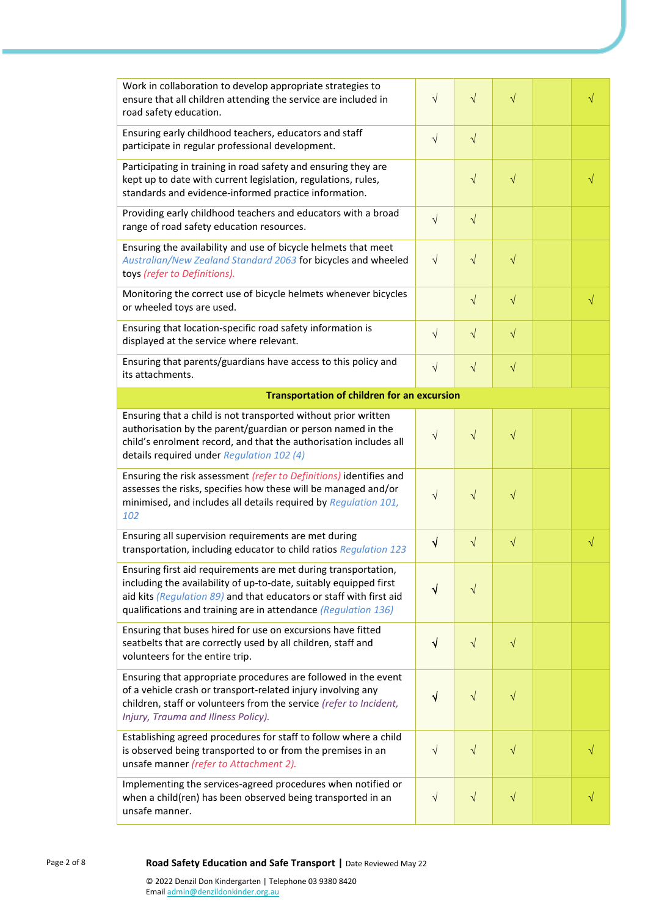| | | | | | |
|---|---|---|---|---|---|
| Work in collaboration to develop appropriate strategies to ensure that all children attending the service are included in road safety education. | √ | √ | √ | | √ |
| Ensuring early childhood teachers, educators and staff participate in regular professional development. | √ | √ | | | |
| Participating in training in road safety and ensuring they are kept up to date with current legislation, regulations, rules, standards and evidence-informed practice information. | | √ | √ | | √ |
| Providing early childhood teachers and educators with a broad range of road safety education resources. | √ | √ | | | |
| Ensuring the availability and use of bicycle helmets that meet *Australian/New Zealand Standard 2063* for bicycles and wheeled toys *(refer to Definitions).* | √ | √ | √ | | |
| Monitoring the correct use of bicycle helmets whenever bicycles or wheeled toys are used. | | √ | √ | | √ |
| Ensuring that location-specific road safety information is displayed at the service where relevant. | √ | √ | √ | | |
| Ensuring that parents/guardians have access to this policy and its attachments. | √ | √ | √ | | |
| **Transportation of children for an excursion** | | | | | |
| Ensuring that a child is not transported without prior written authorisation by the parent/guardian or person named in the child's enrolment record, and that the authorisation includes all details required under *Regulation 102 (4)* | √ | √ | √ | | |
| Ensuring the risk assessment *(refer to Definitions)* identifies and assesses the risks, specifies how these will be managed and/or minimised, and includes all details required by *Regulation 101, 102* | √ | √ | √ | | |
| Ensuring all supervision requirements are met during transportation, including educator to child ratios *Regulation 123* | √ | √ | √ | | √ |
| Ensuring first aid requirements are met during transportation, including the availability of up-to-date, suitably equipped first aid kits *(Regulation 89)* and that educators or staff with first aid qualifications and training are in attendance *(Regulation 136)* | √ | √ | | | |
| Ensuring that buses hired for use on excursions have fitted seatbelts that are correctly used by all children, staff and volunteers for the entire trip. | √ | √ | √ | | |
| Ensuring that appropriate procedures are followed in the event of a vehicle crash or transport-related injury involving any children, staff or volunteers from the service *(refer to Incident, Injury, Trauma and Illness Policy).* | √ | √ | √ | | |
| Establishing agreed procedures for staff to follow where a child is observed being transported to or from the premises in an unsafe manner *(refer to Attachment 2).* | √ | √ | √ | | √ |
| Implementing the services-agreed procedures when notified or when a child(ren) has been observed being transported in an unsafe manner. | √ | √ | √ | | √ |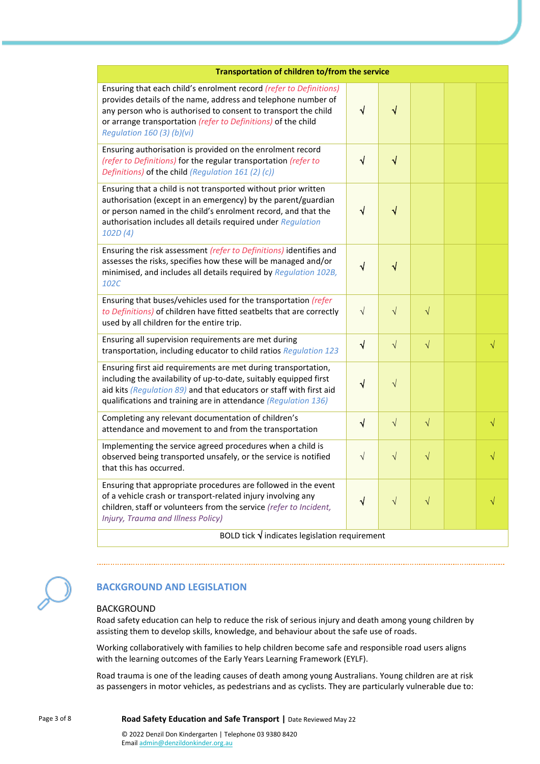| Transportation of children to/from the service | | | | | |
|---|---|---|---|---|---|
| Ensuring that each child's enrolment record *(refer to Definitions)* provides details of the name, address and telephone number of any person who is authorised to consent to transport the child or arrange transportation *(refer to Definitions)* of the child *Regulation 160 (3) (b)(vi)* | **√** | **√** | | | |
| Ensuring authorisation is provided on the enrolment record *(refer to Definitions)* for the regular transportation *(refer to Definitions)* of the child *(Regulation 161 (2) (c))* | **√** | **√** | | | |
| Ensuring that a child is not transported without prior written authorisation (except in an emergency) by the parent/guardian or person named in the child's enrolment record, and that the authorisation includes all details required under *Regulation 102D (4)* | **√** | **√** | | | |
| Ensuring the risk assessment *(refer to Definitions)* identifies and assesses the risks, specifies how these will be managed and/or minimised, and includes all details required by *Regulation 102B, 102C* | **√** | **√** | | | |
| Ensuring that buses/vehicles used for the transportation *(refer to Definitions)* of children have fitted seatbelts that are correctly used by all children for the entire trip. | √ | √ | √ | | |
| Ensuring all supervision requirements are met during transportation, including educator to child ratios *Regulation 123* | **√** | √ | √ | | √ |
| Ensuring first aid requirements are met during transportation, including the availability of up-to-date, suitably equipped first aid kits *(Regulation 89)* and that educators or staff with first aid qualifications and training are in attendance *(Regulation 136)* | **√** | √ | | | |
| Completing any relevant documentation of children's attendance and movement to and from the transportation | **√** | √ | √ | | √ |
| Implementing the service agreed procedures when a child is observed being transported unsafely, or the service is notified that this has occurred. | √ | √ | √ | | √ |
| Ensuring that appropriate procedures are followed in the event of a vehicle crash or transport-related injury involving any children, staff or volunteers from the service *(refer to Incident, Injury, Trauma and Illness Policy)* | **√** | √ | √ | | √ |
| BOLD tick **√** indicates legislation requirement | | | | | |

## BACKGROUND AND LEGISLATION

### BACKGROUND

Road safety education can help to reduce the risk of serious injury and death among young children by assisting them to develop skills, knowledge, and behaviour about the safe use of roads.

Working collaboratively with families to help children become safe and responsible road users aligns with the learning outcomes of the Early Years Learning Framework (EYLF).

Road trauma is one of the leading causes of death among young Australians. Young children are at risk as passengers in motor vehicles, as pedestrians and as cyclists. They are particularly vulnerable due to: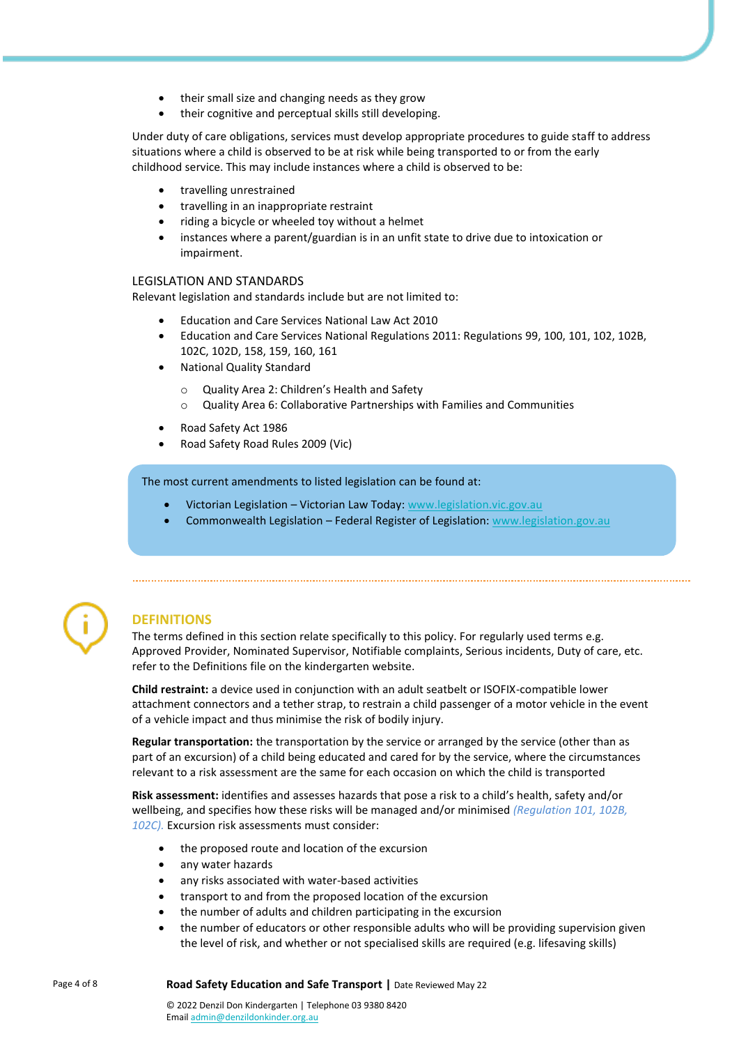- their small size and changing needs as they grow
- their cognitive and perceptual skills still developing.

Under duty of care obligations, services must develop appropriate procedures to guide staff to address situations where a child is observed to be at risk while being transported to or from the early childhood service. This may include instances where a child is observed to be:

- travelling unrestrained
- travelling in an inappropriate restraint
- riding a bicycle or wheeled toy without a helmet
- instances where a parent/guardian is in an unfit state to drive due to intoxication or impairment.

### LEGISLATION AND STANDARDS

Relevant legislation and standards include but are not limited to:

- Education and Care Services National Law Act 2010
- Education and Care Services National Regulations 2011: Regulations 99, 100, 101, 102, 102B, 102C, 102D, 158, 159, 160, 161
- National Quality Standard
  - Quality Area 2: Children's Health and Safety
  - Quality Area 6: Collaborative Partnerships with Families and Communities
- Road Safety Act 1986
- Road Safety Road Rules 2009 (Vic)

The most current amendments to listed legislation can be found at:

- Victorian Legislation – Victorian Law Today: www.legislation.vic.gov.au
- Commonwealth Legislation – Federal Register of Legislation: www.legislation.gov.au

## DEFINITIONS

The terms defined in this section relate specifically to this policy. For regularly used terms e.g. Approved Provider, Nominated Supervisor, Notifiable complaints, Serious incidents, Duty of care, etc. refer to the Definitions file on the kindergarten website.

**Child restraint:** a device used in conjunction with an adult seatbelt or ISOFIX-compatible lower attachment connectors and a tether strap, to restrain a child passenger of a motor vehicle in the event of a vehicle impact and thus minimise the risk of bodily injury.

**Regular transportation:** the transportation by the service or arranged by the service (other than as part of an excursion) of a child being educated and cared for by the service, where the circumstances relevant to a risk assessment are the same for each occasion on which the child is transported

**Risk assessment:** identifies and assesses hazards that pose a risk to a child's health, safety and/or wellbeing, and specifies how these risks will be managed and/or minimised *(Regulation 101, 102B, 102C).* Excursion risk assessments must consider:

- the proposed route and location of the excursion
- any water hazards
- any risks associated with water-based activities
- transport to and from the proposed location of the excursion
- the number of adults and children participating in the excursion
- the number of educators or other responsible adults who will be providing supervision given the level of risk, and whether or not specialised skills are required (e.g. lifesaving skills)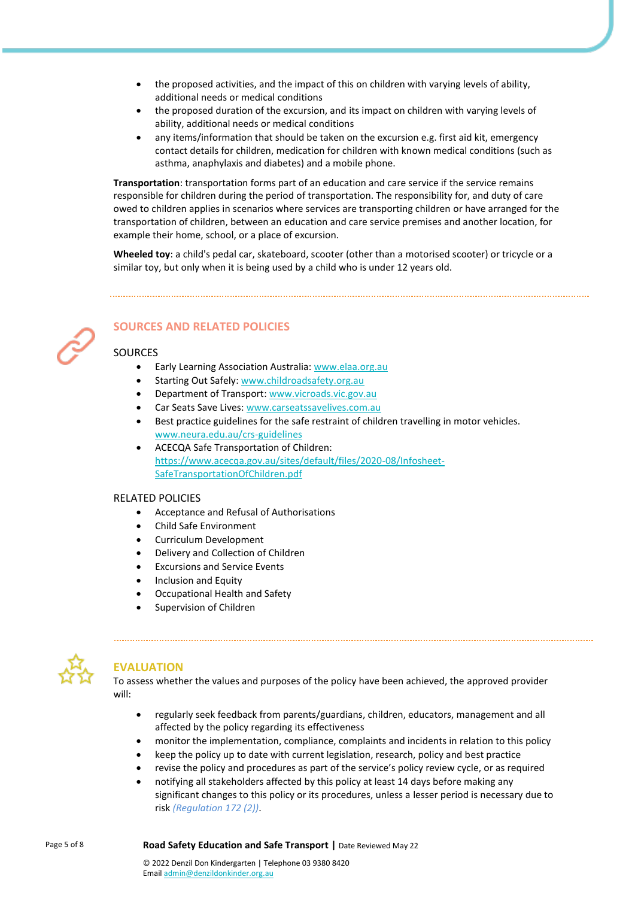- the proposed activities, and the impact of this on children with varying levels of ability, additional needs or medical conditions
- the proposed duration of the excursion, and its impact on children with varying levels of ability, additional needs or medical conditions
- any items/information that should be taken on the excursion e.g. first aid kit, emergency contact details for children, medication for children with known medical conditions (such as asthma, anaphylaxis and diabetes) and a mobile phone.

**Transportation**: transportation forms part of an education and care service if the service remains responsible for children during the period of transportation. The responsibility for, and duty of care owed to children applies in scenarios where services are transporting children or have arranged for the transportation of children, between an education and care service premises and another location, for example their home, school, or a place of excursion.

**Wheeled toy**: a child's pedal car, skateboard, scooter (other than a motorised scooter) or tricycle or a similar toy, but only when it is being used by a child who is under 12 years old.

## SOURCES AND RELATED POLICIES

### SOURCES

- Early Learning Association Australia: www.elaa.org.au
- Starting Out Safely: www.childroadsafety.org.au
- Department of Transport: www.vicroads.vic.gov.au
- Car Seats Save Lives: www.carseatssavelives.com.au
- Best practice guidelines for the safe restraint of children travelling in motor vehicles. www.neura.edu.au/crs-guidelines
- ACECQA Safe Transportation of Children: https://www.acecqa.gov.au/sites/default/files/2020-08/Infosheet-SafeTransportationOfChildren.pdf

### RELATED POLICIES

- Acceptance and Refusal of Authorisations
- Child Safe Environment
- Curriculum Development
- Delivery and Collection of Children
- Excursions and Service Events
- Inclusion and Equity
- Occupational Health and Safety
- Supervision of Children

## EVALUATION

To assess whether the values and purposes of the policy have been achieved, the approved provider will:

- regularly seek feedback from parents/guardians, children, educators, management and all affected by the policy regarding its effectiveness
- monitor the implementation, compliance, complaints and incidents in relation to this policy
- keep the policy up to date with current legislation, research, policy and best practice
- revise the policy and procedures as part of the service's policy review cycle, or as required
- notifying all stakeholders affected by this policy at least 14 days before making any significant changes to this policy or its procedures, unless a lesser period is necessary due to risk *(Regulation 172 (2))*.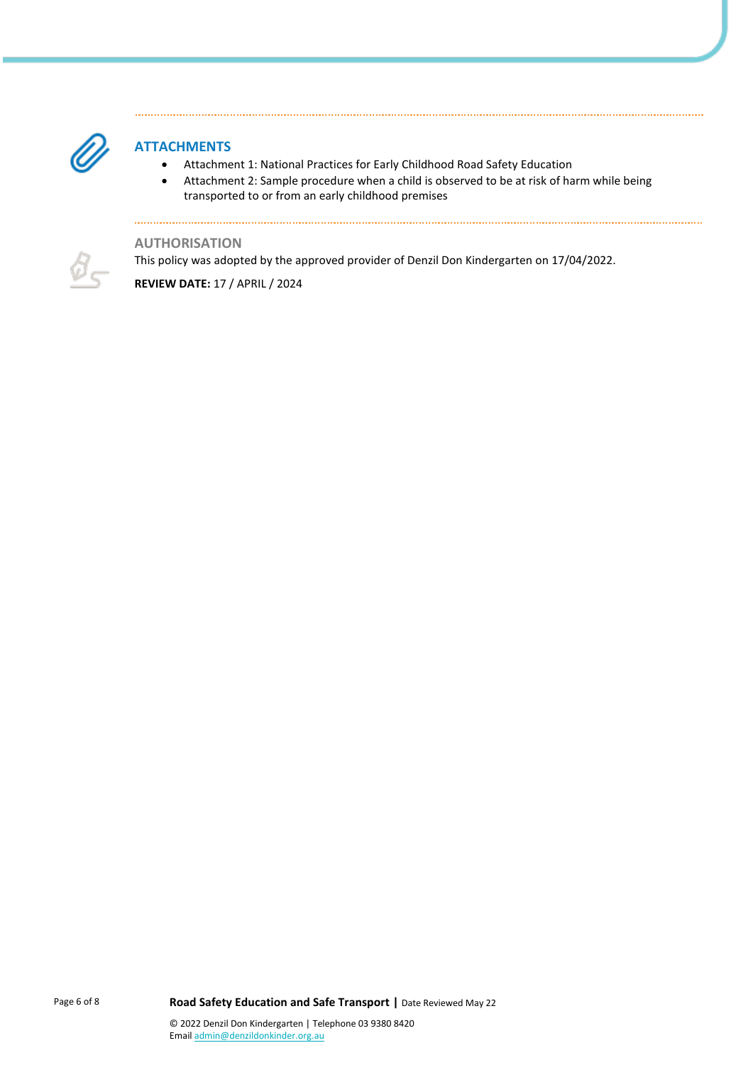## ATTACHMENTS

- Attachment 1: National Practices for Early Childhood Road Safety Education
- Attachment 2: Sample procedure when a child is observed to be at risk of harm while being transported to or from an early childhood premises

## AUTHORISATION

This policy was adopted by the approved provider of Denzil Don Kindergarten on 17/04/2022.

**REVIEW DATE:** 17 / APRIL / 2024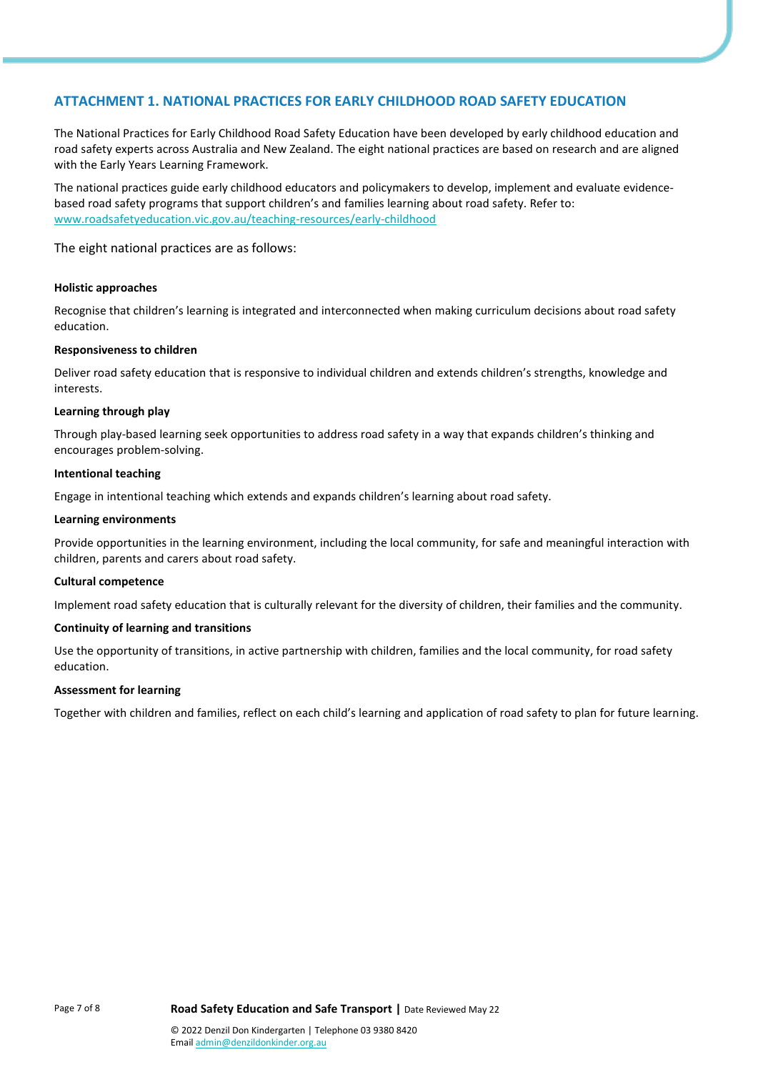## ATTACHMENT 1. NATIONAL PRACTICES FOR EARLY CHILDHOOD ROAD SAFETY EDUCATION

The National Practices for Early Childhood Road Safety Education have been developed by early childhood education and road safety experts across Australia and New Zealand. The eight national practices are based on research and are aligned with the Early Years Learning Framework.

The national practices guide early childhood educators and policymakers to develop, implement and evaluate evidence-based road safety programs that support children's and families learning about road safety. Refer to: [www.roadsafetyeducation.vic.gov.au/teaching-resources/early-childhood](http://www.roadsafetyeducation.vic.gov.au/teaching-resources/early-childhood)

The eight national practices are as follows:

**Holistic approaches**

Recognise that children's learning is integrated and interconnected when making curriculum decisions about road safety education.

**Responsiveness to children**

Deliver road safety education that is responsive to individual children and extends children's strengths, knowledge and interests.

**Learning through play**

Through play-based learning seek opportunities to address road safety in a way that expands children's thinking and encourages problem-solving.

**Intentional teaching**

Engage in intentional teaching which extends and expands children's learning about road safety.

**Learning environments**

Provide opportunities in the learning environment, including the local community, for safe and meaningful interaction with children, parents and carers about road safety.

**Cultural competence**

Implement road safety education that is culturally relevant for the diversity of children, their families and the community.

**Continuity of learning and transitions**

Use the opportunity of transitions, in active partnership with children, families and the local community, for road safety education.

**Assessment for learning**

Together with children and families, reflect on each child's learning and application of road safety to plan for future learning.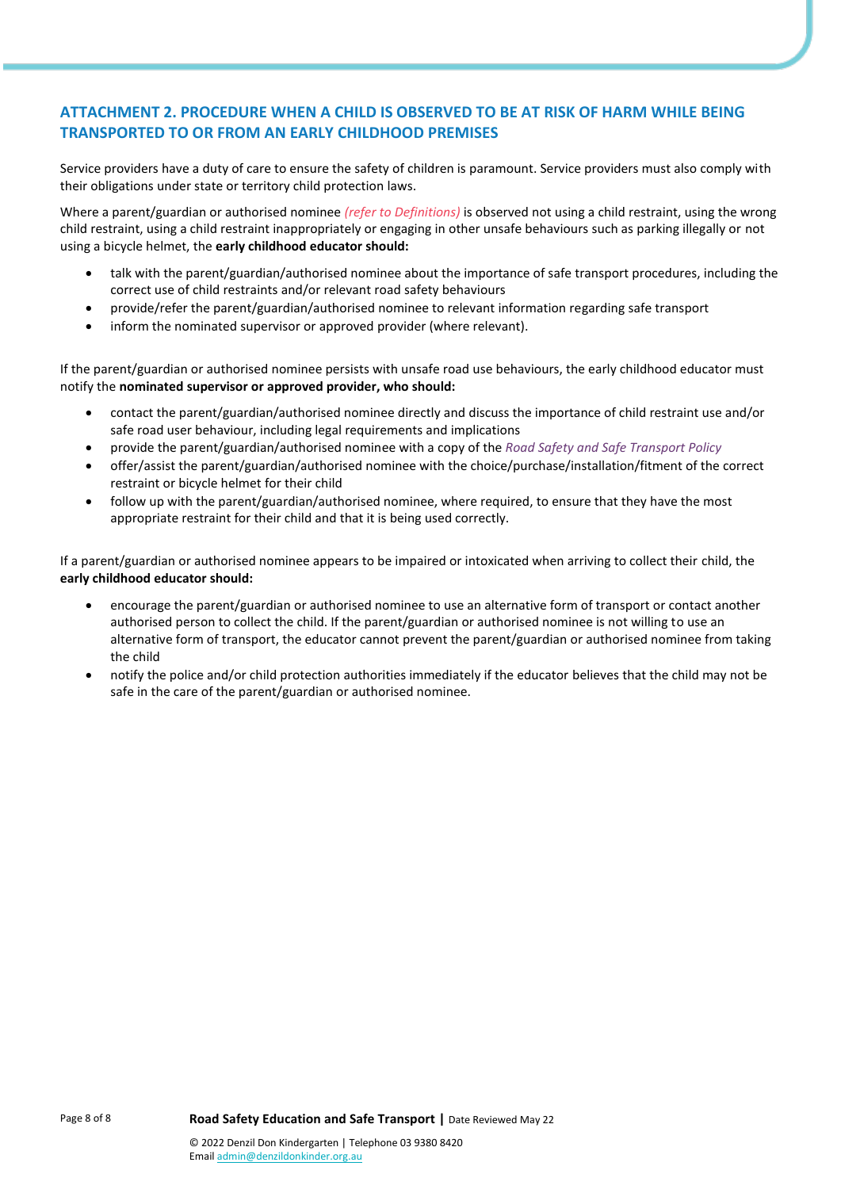## ATTACHMENT 2. PROCEDURE WHEN A CHILD IS OBSERVED TO BE AT RISK OF HARM WHILE BEING TRANSPORTED TO OR FROM AN EARLY CHILDHOOD PREMISES

Service providers have a duty of care to ensure the safety of children is paramount. Service providers must also comply with their obligations under state or territory child protection laws.

Where a parent/guardian or authorised nominee *(refer to Definitions)* is observed not using a child restraint, using the wrong child restraint, using a child restraint inappropriately or engaging in other unsafe behaviours such as parking illegally or not using a bicycle helmet, the **early childhood educator should:**

- talk with the parent/guardian/authorised nominee about the importance of safe transport procedures, including the correct use of child restraints and/or relevant road safety behaviours
- provide/refer the parent/guardian/authorised nominee to relevant information regarding safe transport
- inform the nominated supervisor or approved provider (where relevant).

If the parent/guardian or authorised nominee persists with unsafe road use behaviours, the early childhood educator must notify the **nominated supervisor or approved provider, who should:**

- contact the parent/guardian/authorised nominee directly and discuss the importance of child restraint use and/or safe road user behaviour, including legal requirements and implications
- provide the parent/guardian/authorised nominee with a copy of the *Road Safety and Safe Transport Policy*
- offer/assist the parent/guardian/authorised nominee with the choice/purchase/installation/fitment of the correct restraint or bicycle helmet for their child
- follow up with the parent/guardian/authorised nominee, where required, to ensure that they have the most appropriate restraint for their child and that it is being used correctly.

If a parent/guardian or authorised nominee appears to be impaired or intoxicated when arriving to collect their child, the **early childhood educator should:**

- encourage the parent/guardian or authorised nominee to use an alternative form of transport or contact another authorised person to collect the child. If the parent/guardian or authorised nominee is not willing to use an alternative form of transport, the educator cannot prevent the parent/guardian or authorised nominee from taking the child
- notify the police and/or child protection authorities immediately if the educator believes that the child may not be safe in the care of the parent/guardian or authorised nominee.